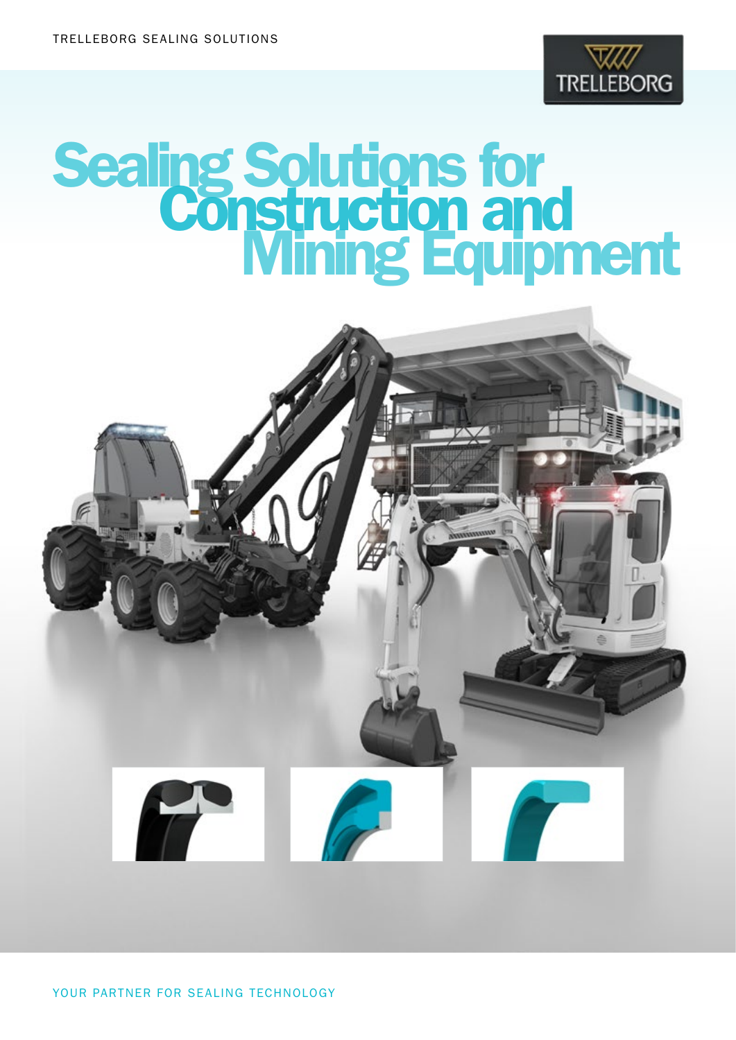TRELLEBORG SEALING SOLUTIONS

TRELLEBORG

# Sealing Solutions for Construction and Mining Equipment

YOUR PARTNER FOR SEALING TECHNOLOGY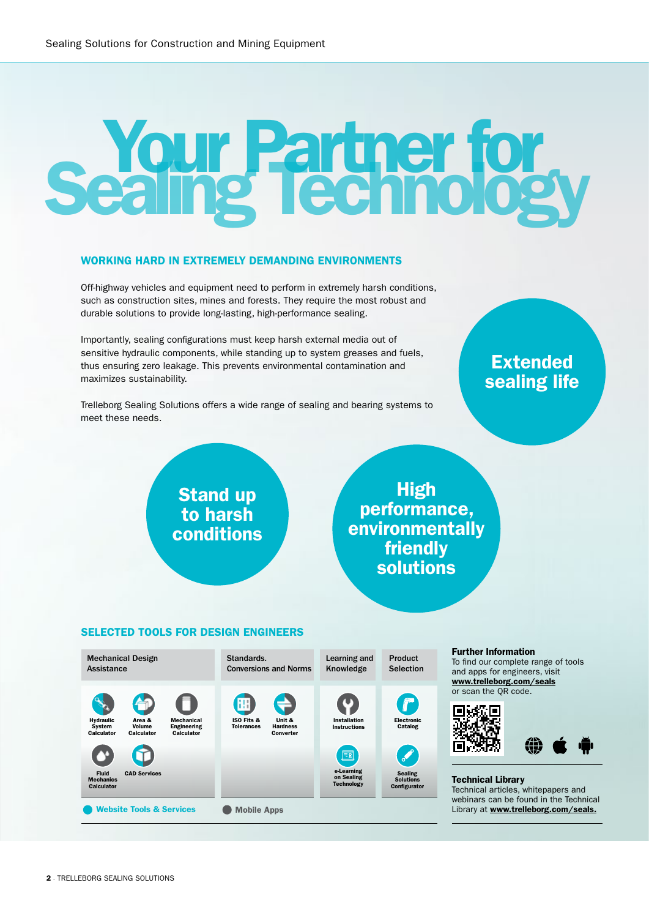# Your Partner for Sealing Technology

## WORKING HARD IN EXTREMELY DEMANDING ENVIRONMENTS

Off-highway vehicles and equipment need to perform in extremely harsh conditions, such as construction sites, mines and forests. They require the most robust and durable solutions to provide long-lasting, high-performance sealing.

Importantly, sealing configurations must keep harsh external media out of sensitive hydraulic components, while standing up to system greases and fuels, thus ensuring zero leakage. This prevents environmental contamination and maximizes sustainability.

Trelleborg Sealing Solutions offers a wide range of sealing and bearing systems to meet these needs.

**Extended sealing life**

**Stand up to harsh conditions**

**High performance, environmentally friendly solutions**

## SELECTED TOOLS FOR DESIGN ENGINEERS

| Mechanical Design Assistance | Standards. Conversions and Norms | Learning and Knowledge | Product Selection |
|---|---|---|---|
| Hydraulic System Calculator, Area & Volume Calculator, Mechanical Engineering Calculator, Fluid Mechanics Calculator, CAD Services | ISO Fits & Tolerances, Unit & Hardness Converter | Installation Instructions, e-Learning on Sealing Technology | Electronic Catalog, Sealing Solutions Configurator |

Website Tools & Services · Mobile Apps

### Further Information

To find our complete range of tools and apps for engineers, visit **www.trelleborg.com/seals** or scan the QR code.

### Technical Library

Technical articles, whitepapers and webinars can be found in the Technical Library at **www.trelleborg.com/seals.**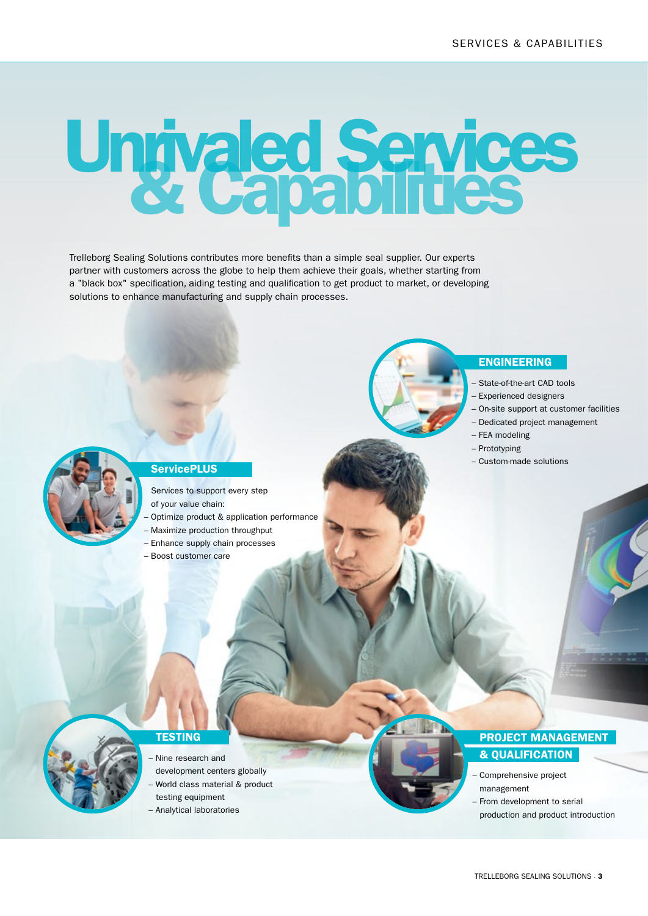# Unrivaled Services & Capabilities

Trelleborg Sealing Solutions contributes more benefits than a simple seal supplier. Our experts partner with customers across the globe to help them achieve their goals, whether starting from a "black box" specification, aiding testing and qualification to get product to market, or developing solutions to enhance manufacturing and supply chain processes.

## ENGINEERING

- State-of-the-art CAD tools
- Experienced designers
- On-site support at customer facilities
- Dedicated project management
- FEA modeling
- Prototyping
- Custom-made solutions

## ServicePLUS

Services to support every step of your value chain:

- Optimize product & application performance
- Maximize production throughput
- Enhance supply chain processes
- Boost customer care

## TESTING

- Nine research and development centers globally
- World class material & product testing equipment
- Analytical laboratories

## PROJECT MANAGEMENT & QUALIFICATION

- Comprehensive project management
- From development to serial production and product introduction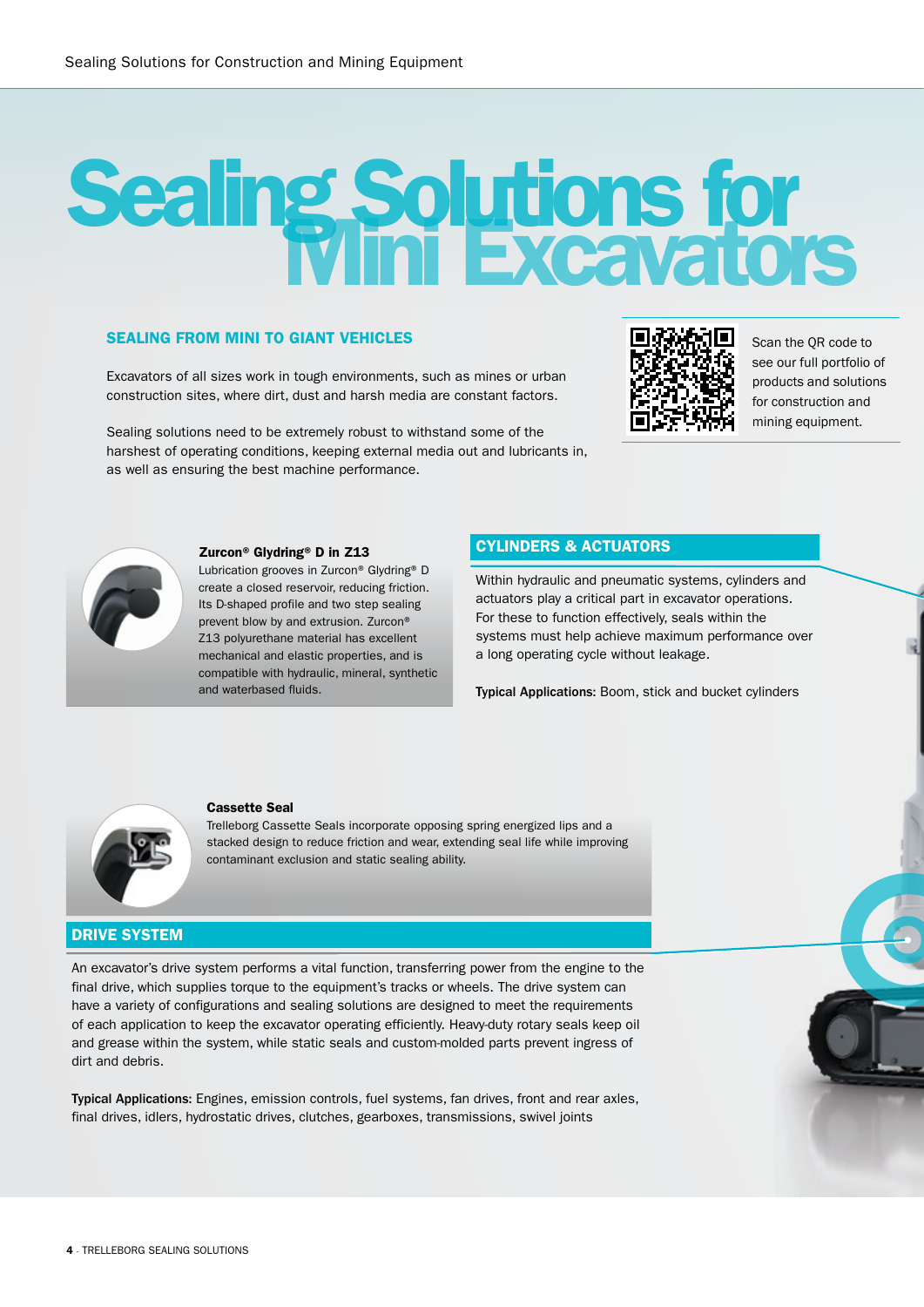# Sealing Solutions for Mini Excavators

## SEALING FROM MINI TO GIANT VEHICLES

Excavators of all sizes work in tough environments, such as mines or urban construction sites, where dirt, dust and harsh media are constant factors.

Sealing solutions need to be extremely robust to withstand some of the harshest of operating conditions, keeping external media out and lubricants in, as well as ensuring the best machine performance.

Scan the QR code to see our full portfolio of products and solutions for construction and mining equipment.

**Zurcon® Glydring® D in Z13**

Lubrication grooves in Zurcon® Glydring® D create a closed reservoir, reducing friction. Its D-shaped profile and two step sealing prevent blow by and extrusion. Zurcon® Z13 polyurethane material has excellent mechanical and elastic properties, and is compatible with hydraulic, mineral, synthetic and waterbased fluids.

## CYLINDERS & ACTUATORS

Within hydraulic and pneumatic systems, cylinders and actuators play a critical part in excavator operations. For these to function effectively, seals within the systems must help achieve maximum performance over a long operating cycle without leakage.

**Typical Applications:** Boom, stick and bucket cylinders

**Cassette Seal**

Trelleborg Cassette Seals incorporate opposing spring energized lips and a stacked design to reduce friction and wear, extending seal life while improving contaminant exclusion and static sealing ability.

## DRIVE SYSTEM

An excavator's drive system performs a vital function, transferring power from the engine to the final drive, which supplies torque to the equipment's tracks or wheels. The drive system can have a variety of configurations and sealing solutions are designed to meet the requirements of each application to keep the excavator operating efficiently. Heavy-duty rotary seals keep oil and grease within the system, while static seals and custom-molded parts prevent ingress of dirt and debris.

**Typical Applications:** Engines, emission controls, fuel systems, fan drives, front and rear axles, final drives, idlers, hydrostatic drives, clutches, gearboxes, transmissions, swivel joints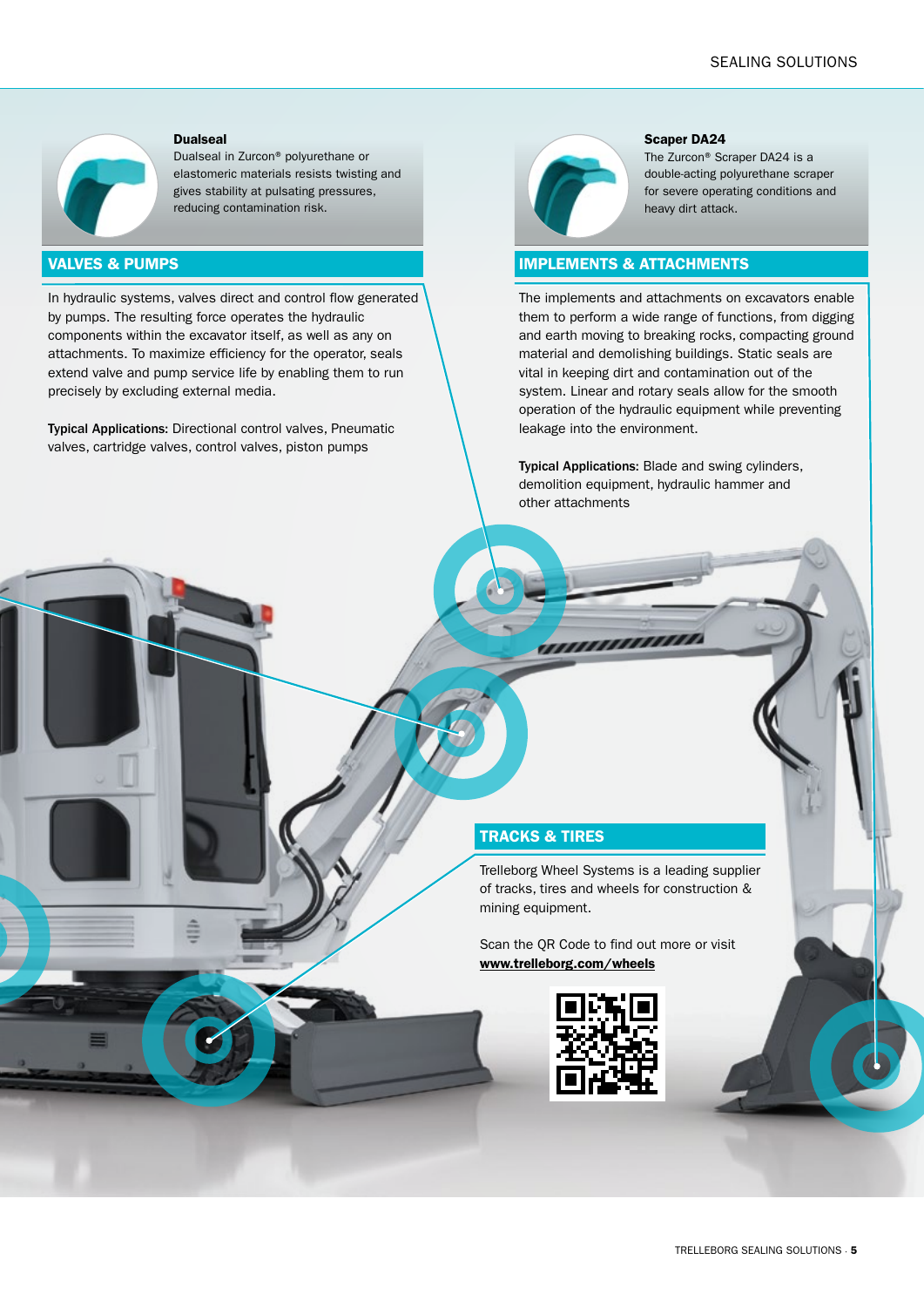**Dualseal**
Dualseal in Zurcon® polyurethane or elastomeric materials resists twisting and gives stability at pulsating pressures, reducing contamination risk.

## VALVES & PUMPS

In hydraulic systems, valves direct and control flow generated by pumps. The resulting force operates the hydraulic components within the excavator itself, as well as any on attachments. To maximize efficiency for the operator, seals extend valve and pump service life by enabling them to run precisely by excluding external media.

**Typical Applications:** Directional control valves, Pneumatic valves, cartridge valves, control valves, piston pumps

**Scaper DA24**
The Zurcon® Scraper DA24 is a double-acting polyurethane scraper for severe operating conditions and heavy dirt attack.

## IMPLEMENTS & ATTACHMENTS

The implements and attachments on excavators enable them to perform a wide range of functions, from digging and earth moving to breaking rocks, compacting ground material and demolishing buildings. Static seals are vital in keeping dirt and contamination out of the system. Linear and rotary seals allow for the smooth operation of the hydraulic equipment while preventing leakage into the environment.

**Typical Applications:** Blade and swing cylinders, demolition equipment, hydraulic hammer and other attachments

## TRACKS & TIRES

Trelleborg Wheel Systems is a leading supplier of tracks, tires and wheels for construction & mining equipment.

Scan the QR Code to find out more or visit **www.trelleborg.com/wheels**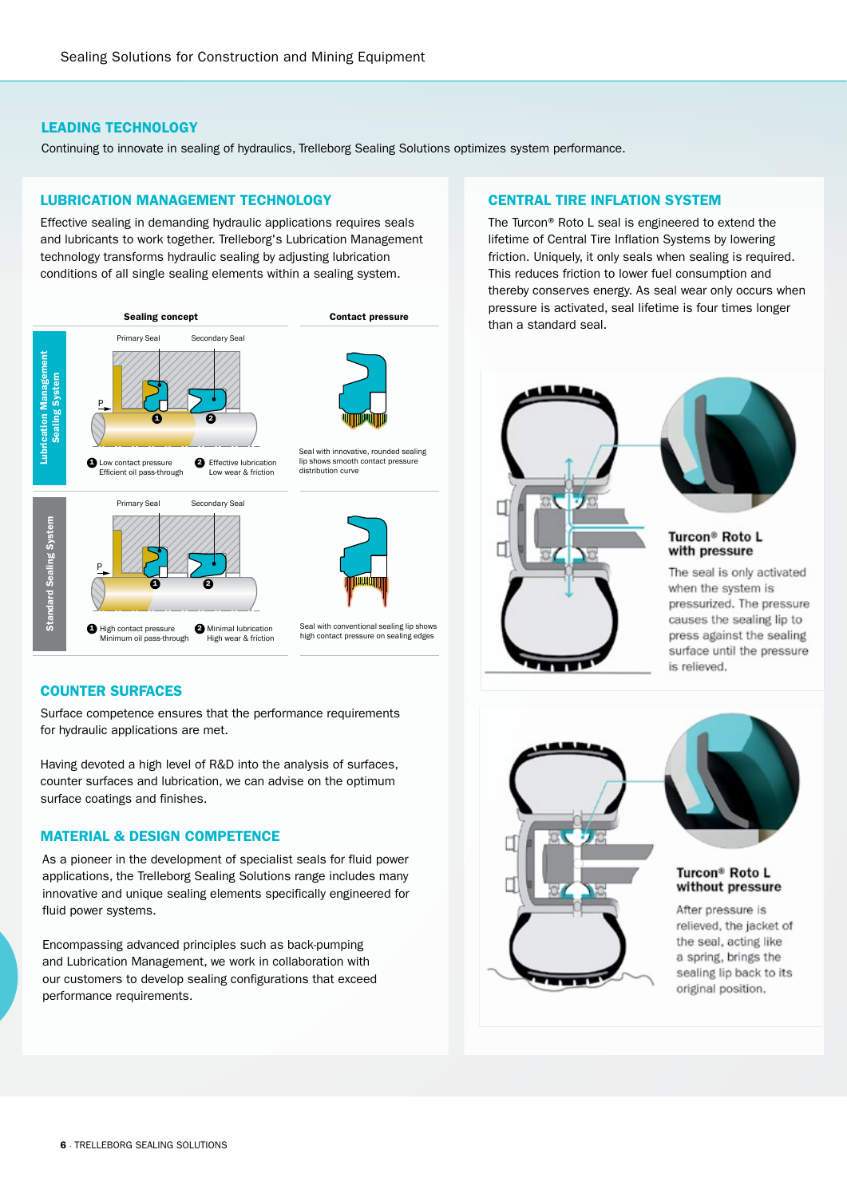## LEADING TECHNOLOGY

Continuing to innovate in sealing of hydraulics, Trelleborg Sealing Solutions optimizes system performance.

### LUBRICATION MANAGEMENT TECHNOLOGY

Effective sealing in demanding hydraulic applications requires seals and lubricants to work together. Trelleborg's Lubrication Management technology transforms hydraulic sealing by adjusting lubrication conditions of all single sealing elements within a sealing system.

| | Sealing concept | Contact pressure |
|---|---|---|
| Lubrication Management Sealing System | Primary Seal, Secondary Seal<br>1 Low contact pressure, Efficient oil pass-through<br>2 Effective lubrication, Low wear & friction | Seal with innovative, rounded sealing lip shows smooth contact pressure distribution curve |
| Standard Sealing System | Primary Seal, Secondary Seal<br>1 High contact pressure, Minimum oil pass-through<br>2 Minimal lubrication, High wear & friction | Seal with conventional sealing lip shows high contact pressure on sealing edges |

### COUNTER SURFACES

Surface competence ensures that the performance requirements for hydraulic applications are met.

Having devoted a high level of R&D into the analysis of surfaces, counter surfaces and lubrication, we can advise on the optimum surface coatings and finishes.

### MATERIAL & DESIGN COMPETENCE

As a pioneer in the development of specialist seals for fluid power applications, the Trelleborg Sealing Solutions range includes many innovative and unique sealing elements specifically engineered for fluid power systems.

Encompassing advanced principles such as back-pumping and Lubrication Management, we work in collaboration with our customers to develop sealing configurations that exceed performance requirements.

### CENTRAL TIRE INFLATION SYSTEM

The Turcon® Roto L seal is engineered to extend the lifetime of Central Tire Inflation Systems by lowering friction. Uniquely, it only seals when sealing is required. This reduces friction to lower fuel consumption and thereby conserves energy. As seal wear only occurs when pressure is activated, seal lifetime is four times longer than a standard seal.

**Turcon® Roto L with pressure**

The seal is only activated when the system is pressurized. The pressure causes the sealing lip to press against the sealing surface until the pressure is relieved.

**Turcon® Roto L without pressure**

After pressure is relieved, the jacket of the seal, acting like a spring, brings the sealing lip back to its original position.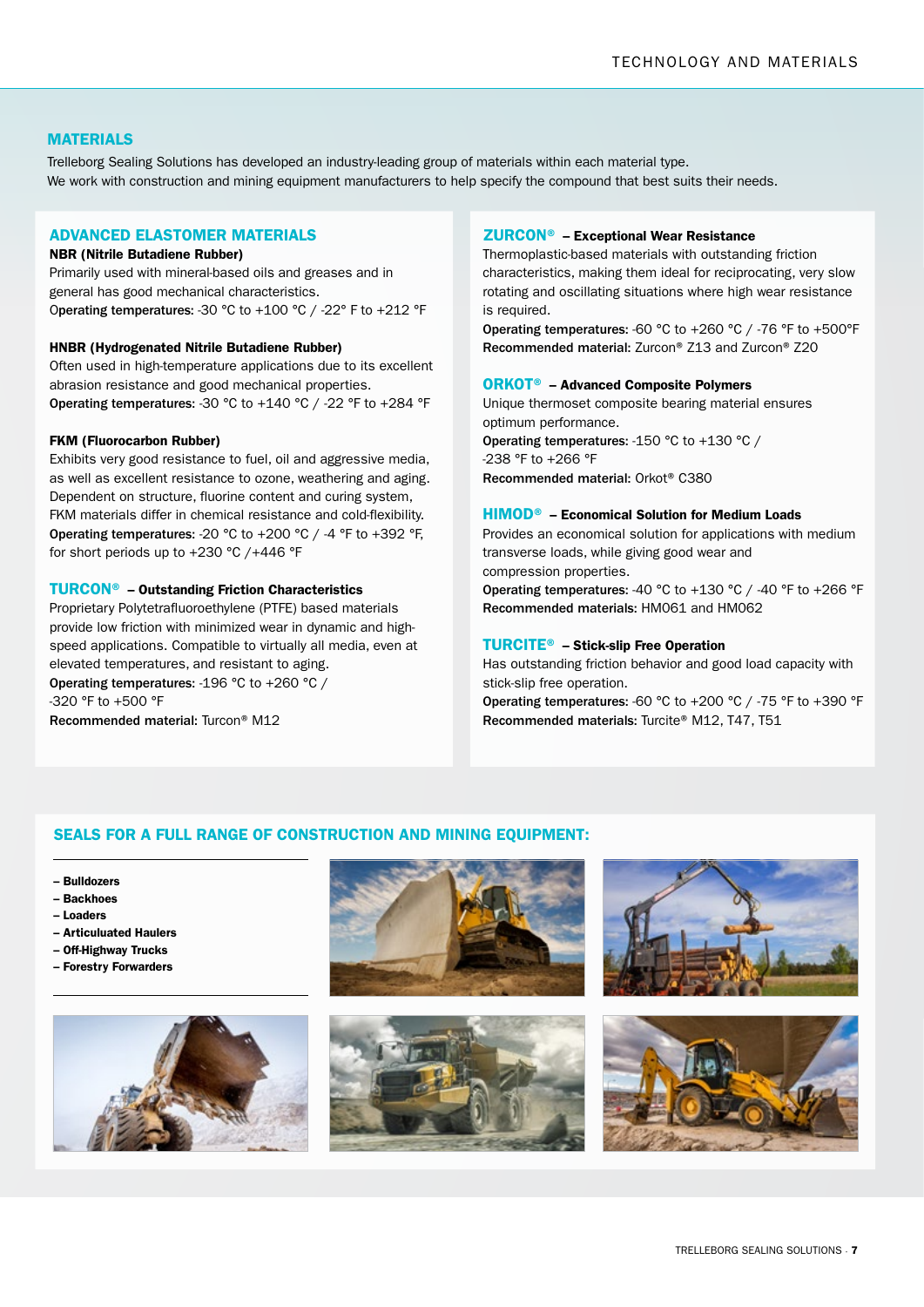## MATERIALS

Trelleborg Sealing Solutions has developed an industry-leading group of materials within each material type.
We work with construction and mining equipment manufacturers to help specify the compound that best suits their needs.

### ADVANCED ELASTOMER MATERIALS

**NBR (Nitrile Butadiene Rubber)**
Primarily used with mineral-based oils and greases and in general has good mechanical characteristics.
**Operating temperatures:** -30 °C to +100 °C / -22° F to +212 °F

**HNBR (Hydrogenated Nitrile Butadiene Rubber)**
Often used in high-temperature applications due to its excellent abrasion resistance and good mechanical properties.
**Operating temperatures:** -30 °C to +140 °C / -22 °F to +284 °F

**FKM (Fluorocarbon Rubber)**
Exhibits very good resistance to fuel, oil and aggressive media, as well as excellent resistance to ozone, weathering and aging. Dependent on structure, fluorine content and curing system, FKM materials differ in chemical resistance and cold-flexibility.
**Operating temperatures:** -20 °C to +200 °C / -4 °F to +392 °F, for short periods up to +230 °C /+446 °F

### TURCON® – Outstanding Friction Characteristics

Proprietary Polytetrafluoroethylene (PTFE) based materials provide low friction with minimized wear in dynamic and high-speed applications. Compatible to virtually all media, even at elevated temperatures, and resistant to aging.
**Operating temperatures:** -196 °C to +260 °C / -320 °F to +500 °F
**Recommended material:** Turcon® M12

### ZURCON® – Exceptional Wear Resistance

Thermoplastic-based materials with outstanding friction characteristics, making them ideal for reciprocating, very slow rotating and oscillating situations where high wear resistance is required.
**Operating temperatures:** -60 °C to +260 °C / -76 °F to +500°F
**Recommended material:** Zurcon® Z13 and Zurcon® Z20

### ORKOT® – Advanced Composite Polymers

Unique thermoset composite bearing material ensures optimum performance.
**Operating temperatures:** -150 °C to +130 °C / -238 °F to +266 °F
**Recommended material:** Orkot® C380

### HIMOD® – Economical Solution for Medium Loads

Provides an economical solution for applications with medium transverse loads, while giving good wear and compression properties.
**Operating temperatures:** -40 °C to +130 °C / -40 °F to +266 °F
**Recommended materials:** HM061 and HM062

### TURCITE® – Stick-slip Free Operation

Has outstanding friction behavior and good load capacity with stick-slip free operation.
**Operating temperatures:** -60 °C to +200 °C / -75 °F to +390 °F
**Recommended materials:** Turcite® M12, T47, T51

## SEALS FOR A FULL RANGE OF CONSTRUCTION AND MINING EQUIPMENT:

- **Bulldozers**
- **Backhoes**
- **Loaders**
- **Articulated Haulers**
- **Off-Highway Trucks**
- **Forestry Forwarders**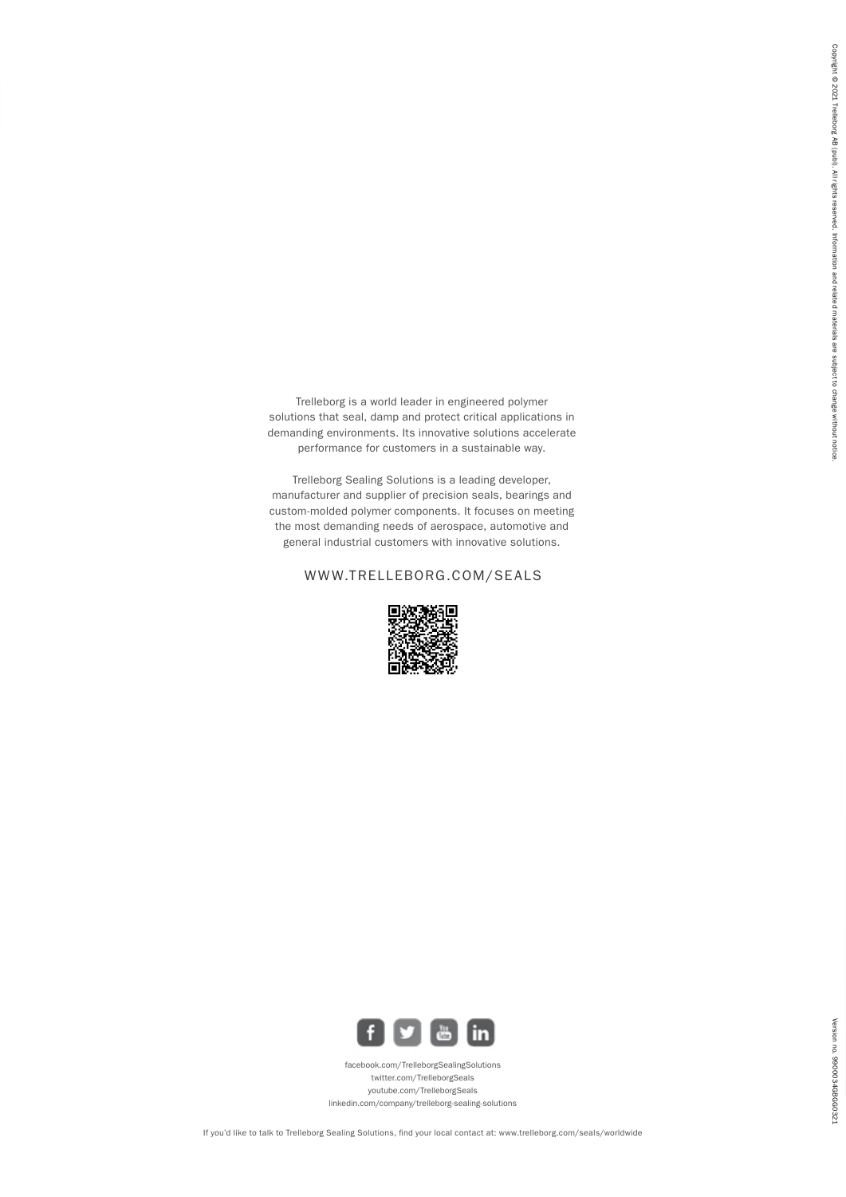Trelleborg is a world leader in engineered polymer solutions that seal, damp and protect critical applications in demanding environments. Its innovative solutions accelerate performance for customers in a sustainable way.

Trelleborg Sealing Solutions is a leading developer, manufacturer and supplier of precision seals, bearings and custom-molded polymer components. It focuses on meeting the most demanding needs of aerospace, automotive and general industrial customers with innovative solutions.

WWW.TRELLEBORG.COM/SEALS

facebook.com/TrelleborgSealingSolutions
twitter.com/TrelleborgSeals
youtube.com/TrelleborgSeals
linkedin.com/company/trelleborg-sealing-solutions

If you'd like to talk to Trelleborg Sealing Solutions, find your local contact at: www.trelleborg.com/seals/worldwide

Copyright © 2021 Trelleborg AB (publ). All rights reserved. Information and related materials are subject to change without notice.

Version no. 99000340BGG0321